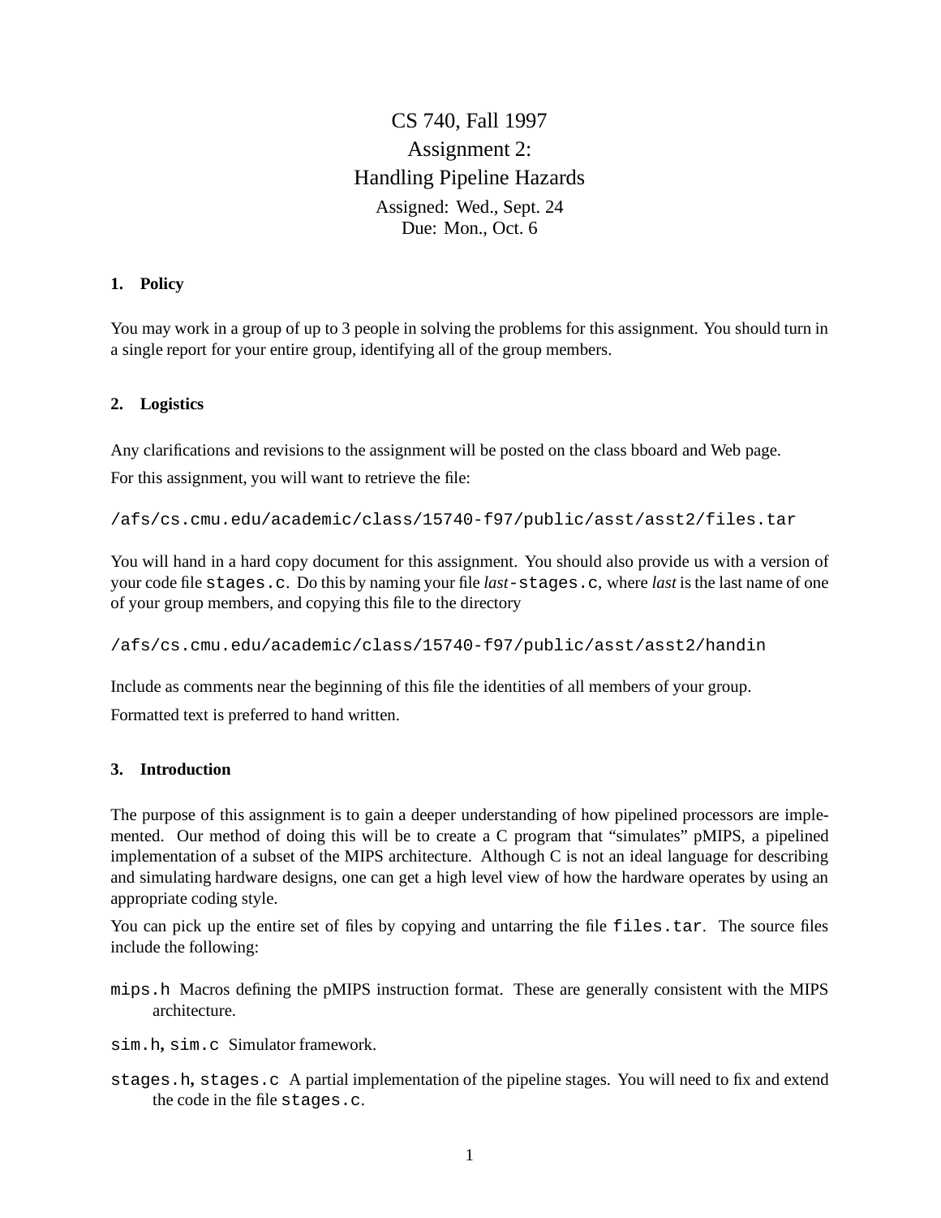# CS 740, Fall 1997
# Assignment 2:
# Handling Pipeline Hazards

Assigned: Wed., Sept. 24
Due: Mon., Oct. 6

## 1. Policy

You may work in a group of up to 3 people in solving the problems for this assignment. You should turn in a single report for your entire group, identifying all of the group members.

## 2. Logistics

Any clarifications and revisions to the assignment will be posted on the class bboard and Web page.

For this assignment, you will want to retrieve the file:

`/afs/cs.cmu.edu/academic/class/15740-f97/public/asst/asst2/files.tar`

You will hand in a hard copy document for this assignment. You should also provide us with a version of your code file `stages.c`. Do this by naming your file *last*`-stages.c`, where *last* is the last name of one of your group members, and copying this file to the directory

`/afs/cs.cmu.edu/academic/class/15740-f97/public/asst/asst2/handin`

Include as comments near the beginning of this file the identities of all members of your group.

Formatted text is preferred to hand written.

## 3. Introduction

The purpose of this assignment is to gain a deeper understanding of how pipelined processors are implemented. Our method of doing this will be to create a C program that "simulates" pMIPS, a pipelined implementation of a subset of the MIPS architecture. Although C is not an ideal language for describing and simulating hardware designs, one can get a high level view of how the hardware operates by using an appropriate coding style.

You can pick up the entire set of files by copying and untarring the file `files.tar`. The source files include the following:

- `mips.h` Macros defining the pMIPS instruction format. These are generally consistent with the MIPS architecture.
- `sim.h`, `sim.c` Simulator framework.
- `stages.h`, `stages.c` A partial implementation of the pipeline stages. You will need to fix and extend the code in the file `stages.c`.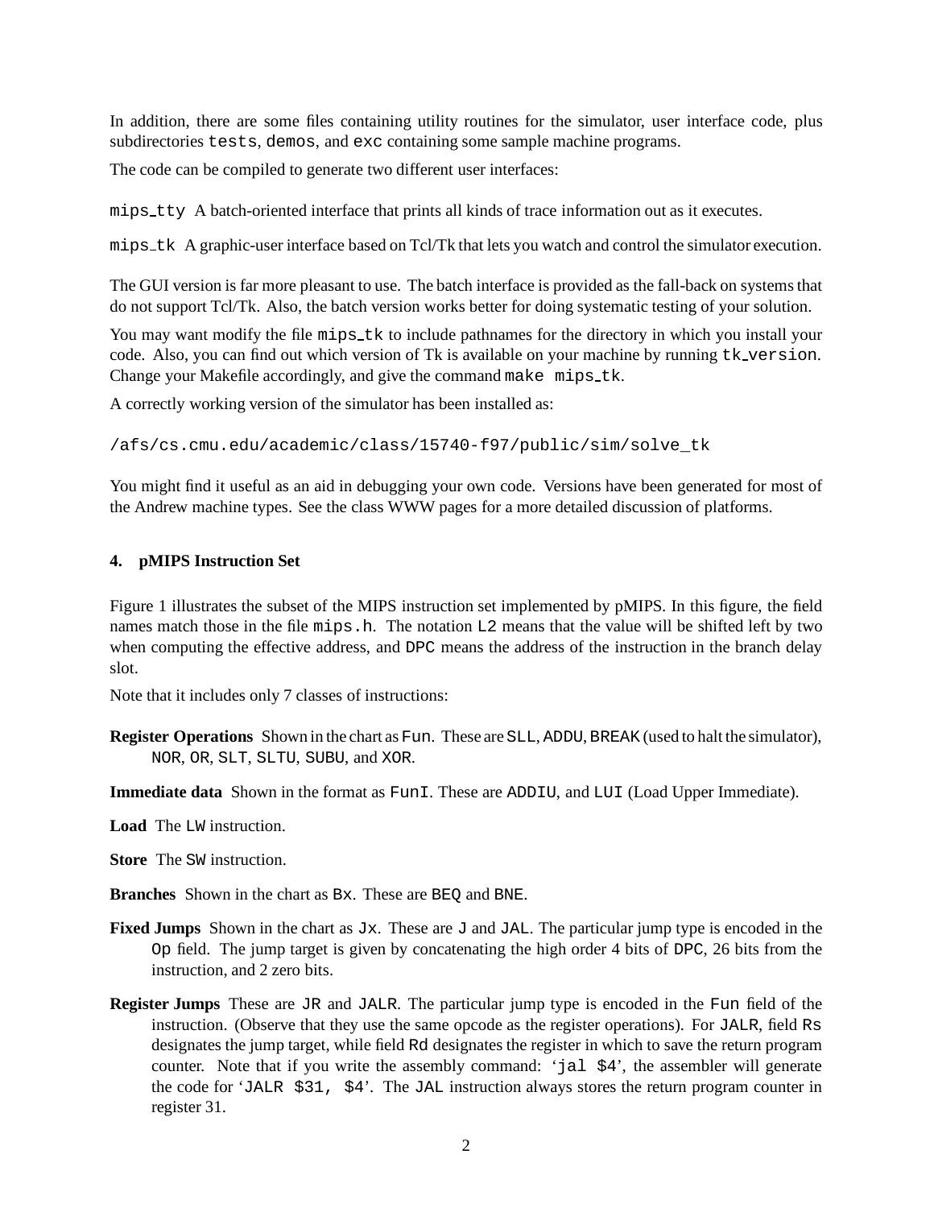In addition, there are some files containing utility routines for the simulator, user interface code, plus subdirectories `tests`, `demos`, and `exc` containing some sample machine programs.

The code can be compiled to generate two different user interfaces:

`mips_tty` A batch-oriented interface that prints all kinds of trace information out as it executes.

`mips_tk` A graphic-user interface based on Tcl/Tk that lets you watch and control the simulator execution.

The GUI version is far more pleasant to use. The batch interface is provided as the fall-back on systems that do not support Tcl/Tk. Also, the batch version works better for doing systematic testing of your solution.

You may want modify the file `mips_tk` to include pathnames for the directory in which you install your code. Also, you can find out which version of Tk is available on your machine by running `tk_version`. Change your Makefile accordingly, and give the command `make mips_tk`.

A correctly working version of the simulator has been installed as:

```
/afs/cs.cmu.edu/academic/class/15740-f97/public/sim/solve_tk
```

You might find it useful as an aid in debugging your own code. Versions have been generated for most of the Andrew machine types. See the class WWW pages for a more detailed discussion of platforms.

### 4. pMIPS Instruction Set

Figure 1 illustrates the subset of the MIPS instruction set implemented by pMIPS. In this figure, the field names match those in the file `mips.h`. The notation `L2` means that the value will be shifted left by two when computing the effective address, and `DPC` means the address of the instruction in the branch delay slot.

Note that it includes only 7 classes of instructions:

**Register Operations** Shown in the chart as `Fun`. These are `SLL`, `ADDU`, `BREAK` (used to halt the simulator), `NOR`, `OR`, `SLT`, `SLTU`, `SUBU`, and `XOR`.

**Immediate data** Shown in the format as `FunI`. These are `ADDIU`, and `LUI` (Load Upper Immediate).

**Load** The `LW` instruction.

**Store** The `SW` instruction.

**Branches** Shown in the chart as `Bx`. These are `BEQ` and `BNE`.

**Fixed Jumps** Shown in the chart as `Jx`. These are `J` and `JAL`. The particular jump type is encoded in the `Op` field. The jump target is given by concatenating the high order 4 bits of `DPC`, 26 bits from the instruction, and 2 zero bits.

**Register Jumps** These are `JR` and `JALR`. The particular jump type is encoded in the `Fun` field of the instruction. (Observe that they use the same opcode as the register operations). For `JALR`, field `Rs` designates the jump target, while field `Rd` designates the register in which to save the return program counter. Note that if you write the assembly command: '`jal $4`', the assembler will generate the code for '`JALR $31, $4`'. The `JAL` instruction always stores the return program counter in register 31.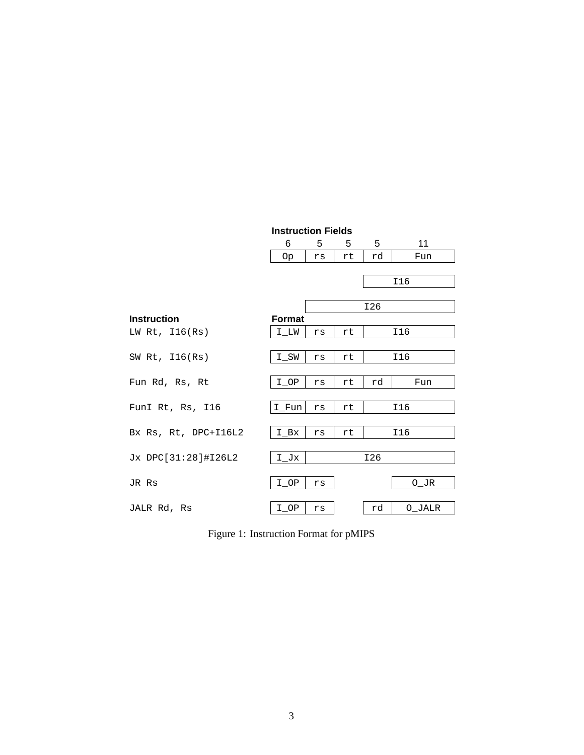| Instruction | Format | | | | |
|---|---|---|---|---|---|
| | **Instruction Fields** | | | | |
| | 6 | 5 | 5 | 5 | 11 |
| | Op | rs | rt | rd | Fun |
| | | | | I16 | |
| | | I26 | | | |
| LW Rt, I16(Rs) | I_LW | rs | rt | I16 | |
| SW Rt, I16(Rs) | I_SW | rs | rt | I16 | |
| Fun Rd, Rs, Rt | I_OP | rs | rt | rd | Fun |
| FunI Rt, Rs, I16 | I_Fun | rs | rt | I16 | |
| Bx Rs, Rt, DPC+I16L2 | I_Bx | rs | rt | I16 | |
| Jx DPC[31:28]#I26L2 | I_Jx | I26 | | | |
| JR Rs | I_OP | rs | | | O_JR |
| JALR Rd, Rs | I_OP | rs | | rd | O_JALR |

Figure 1: Instruction Format for pMIPS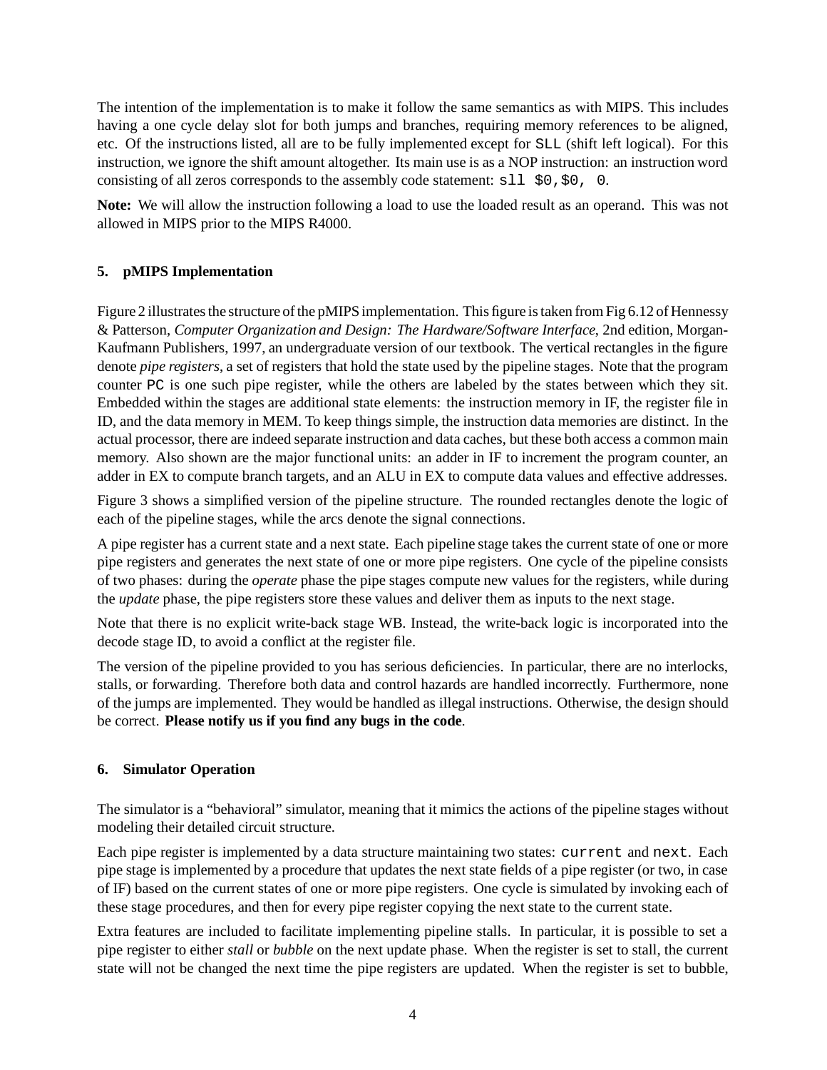The intention of the implementation is to make it follow the same semantics as with MIPS. This includes having a one cycle delay slot for both jumps and branches, requiring memory references to be aligned, etc. Of the instructions listed, all are to be fully implemented except for `SLL` (shift left logical). For this instruction, we ignore the shift amount altogether. Its main use is as a NOP instruction: an instruction word consisting of all zeros corresponds to the assembly code statement: `sll $0,$0, 0`.

**Note:** We will allow the instruction following a load to use the loaded result as an operand. This was not allowed in MIPS prior to the MIPS R4000.

### 5. pMIPS Implementation

Figure 2 illustrates the structure of the pMIPS implementation. This figure is taken from Fig 6.12 of Hennessy & Patterson, *Computer Organization and Design: The Hardware/Software Interface*, 2nd edition, Morgan-Kaufmann Publishers, 1997, an undergraduate version of our textbook. The vertical rectangles in the figure denote *pipe registers*, a set of registers that hold the state used by the pipeline stages. Note that the program counter `PC` is one such pipe register, while the others are labeled by the states between which they sit. Embedded within the stages are additional state elements: the instruction memory in IF, the register file in ID, and the data memory in MEM. To keep things simple, the instruction data memories are distinct. In the actual processor, there are indeed separate instruction and data caches, but these both access a common main memory. Also shown are the major functional units: an adder in IF to increment the program counter, an adder in EX to compute branch targets, and an ALU in EX to compute data values and effective addresses.

Figure 3 shows a simplified version of the pipeline structure. The rounded rectangles denote the logic of each of the pipeline stages, while the arcs denote the signal connections.

A pipe register has a current state and a next state. Each pipeline stage takes the current state of one or more pipe registers and generates the next state of one or more pipe registers. One cycle of the pipeline consists of two phases: during the *operate* phase the pipe stages compute new values for the registers, while during the *update* phase, the pipe registers store these values and deliver them as inputs to the next stage.

Note that there is no explicit write-back stage WB. Instead, the write-back logic is incorporated into the decode stage ID, to avoid a conflict at the register file.

The version of the pipeline provided to you has serious deficiencies. In particular, there are no interlocks, stalls, or forwarding. Therefore both data and control hazards are handled incorrectly. Furthermore, none of the jumps are implemented. They would be handled as illegal instructions. Otherwise, the design should be correct. **Please notify us if you find any bugs in the code**.

### 6. Simulator Operation

The simulator is a "behavioral" simulator, meaning that it mimics the actions of the pipeline stages without modeling their detailed circuit structure.

Each pipe register is implemented by a data structure maintaining two states: `current` and `next`. Each pipe stage is implemented by a procedure that updates the next state fields of a pipe register (or two, in case of IF) based on the current states of one or more pipe registers. One cycle is simulated by invoking each of these stage procedures, and then for every pipe register copying the next state to the current state.

Extra features are included to facilitate implementing pipeline stalls. In particular, it is possible to set a pipe register to either *stall* or *bubble* on the next update phase. When the register is set to stall, the current state will not be changed the next time the pipe registers are updated. When the register is set to bubble,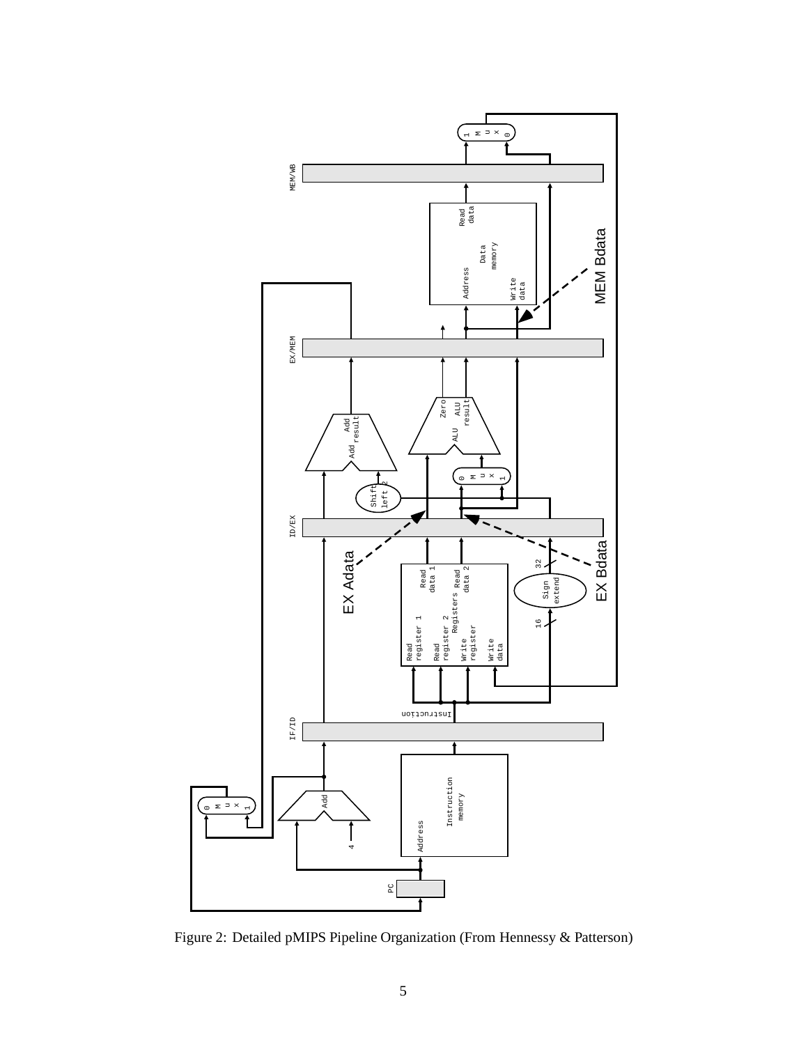Figure 2: Detailed pMIPS Pipeline Organization (From Hennessy & Patterson)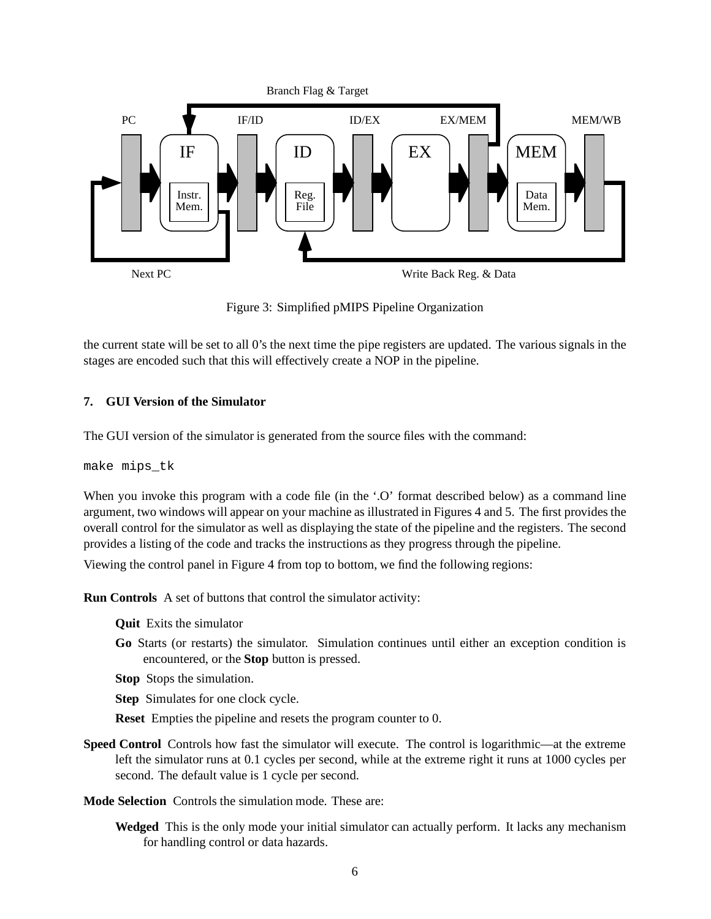Figure 3: Simplified pMIPS Pipeline Organization

the current state will be set to all 0's the next time the pipe registers are updated. The various signals in the stages are encoded such that this will effectively create a NOP in the pipeline.

### 7. GUI Version of the Simulator

The GUI version of the simulator is generated from the source files with the command:

```
make mips_tk
```

When you invoke this program with a code file (in the '.O' format described below) as a command line argument, two windows will appear on your machine as illustrated in Figures 4 and 5. The first provides the overall control for the simulator as well as displaying the state of the pipeline and the registers. The second provides a listing of the code and tracks the instructions as they progress through the pipeline.

Viewing the control panel in Figure 4 from top to bottom, we find the following regions:

**Run Controls** A set of buttons that control the simulator activity:

- **Quit** Exits the simulator
- **Go** Starts (or restarts) the simulator. Simulation continues until either an exception condition is encountered, or the **Stop** button is pressed.
- **Stop** Stops the simulation.
- **Step** Simulates for one clock cycle.
- **Reset** Empties the pipeline and resets the program counter to 0.

**Speed Control** Controls how fast the simulator will execute. The control is logarithmic—at the extreme left the simulator runs at 0.1 cycles per second, while at the extreme right it runs at 1000 cycles per second. The default value is 1 cycle per second.

**Mode Selection** Controls the simulation mode. These are:

- **Wedged** This is the only mode your initial simulator can actually perform. It lacks any mechanism for handling control or data hazards.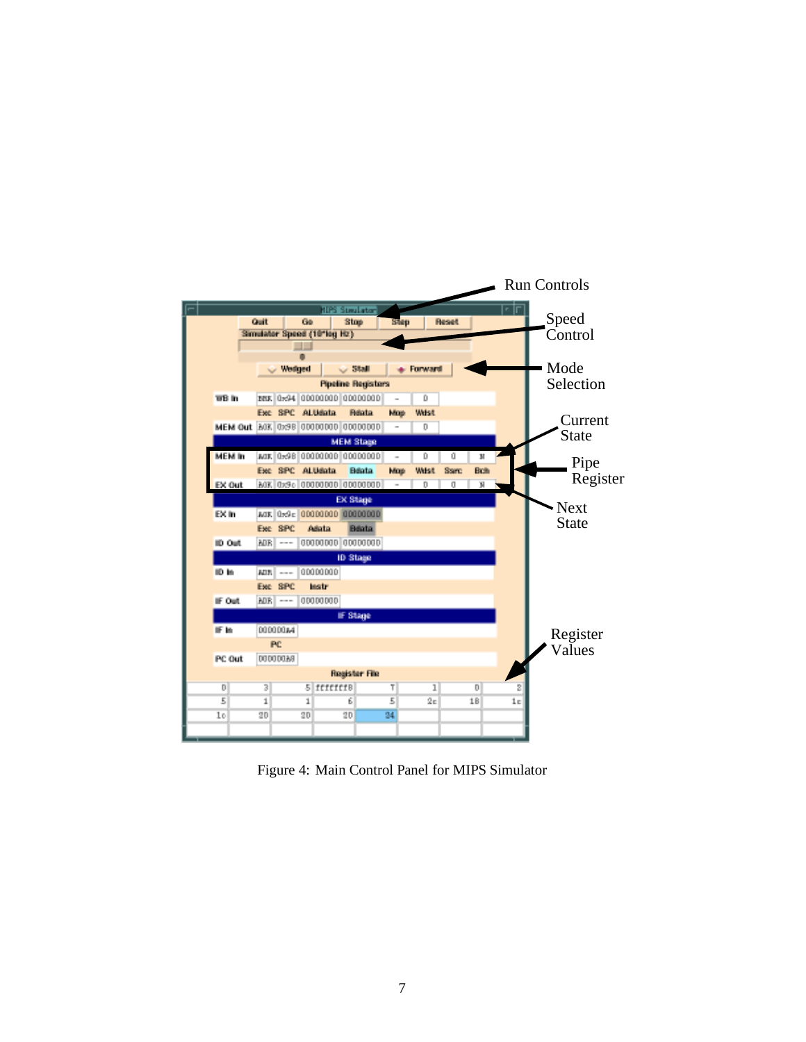Figure 4: Main Control Panel for MIPS Simulator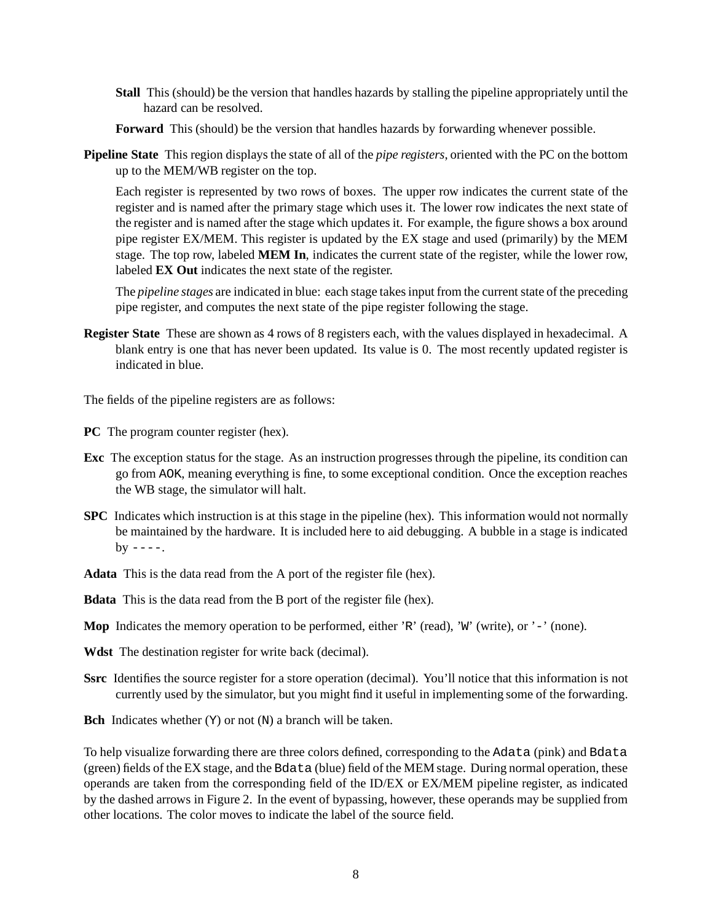**Stall** This (should) be the version that handles hazards by stalling the pipeline appropriately until the hazard can be resolved.

**Forward** This (should) be the version that handles hazards by forwarding whenever possible.

**Pipeline State** This region displays the state of all of the *pipe registers*, oriented with the PC on the bottom up to the MEM/WB register on the top.

Each register is represented by two rows of boxes. The upper row indicates the current state of the register and is named after the primary stage which uses it. The lower row indicates the next state of the register and is named after the stage which updates it. For example, the figure shows a box around pipe register EX/MEM. This register is updated by the EX stage and used (primarily) by the MEM stage. The top row, labeled **MEM In**, indicates the current state of the register, while the lower row, labeled **EX Out** indicates the next state of the register.

The *pipeline stages* are indicated in blue: each stage takes input from the current state of the preceding pipe register, and computes the next state of the pipe register following the stage.

**Register State** These are shown as 4 rows of 8 registers each, with the values displayed in hexadecimal. A blank entry is one that has never been updated. Its value is 0. The most recently updated register is indicated in blue.

The fields of the pipeline registers are as follows:

**PC** The program counter register (hex).

**Exc** The exception status for the stage. As an instruction progresses through the pipeline, its condition can go from `AOK`, meaning everything is fine, to some exceptional condition. Once the exception reaches the WB stage, the simulator will halt.

**SPC** Indicates which instruction is at this stage in the pipeline (hex). This information would not normally be maintained by the hardware. It is included here to aid debugging. A bubble in a stage is indicated by `----`.

**Adata** This is the data read from the A port of the register file (hex).

**Bdata** This is the data read from the B port of the register file (hex).

**Mop** Indicates the memory operation to be performed, either ’`R`’ (read), ’`W`’ (write), or ’`-`’ (none).

**Wdst** The destination register for write back (decimal).

**Ssrc** Identifies the source register for a store operation (decimal). You’ll notice that this information is not currently used by the simulator, but you might find it useful in implementing some of the forwarding.

**Bch** Indicates whether (`Y`) or not (`N`) a branch will be taken.

To help visualize forwarding there are three colors defined, corresponding to the `Adata` (pink) and `Bdata` (green) fields of the EX stage, and the `Bdata` (blue) field of the MEM stage. During normal operation, these operands are taken from the corresponding field of the ID/EX or EX/MEM pipeline register, as indicated by the dashed arrows in Figure 2. In the event of bypassing, however, these operands may be supplied from other locations. The color moves to indicate the label of the source field.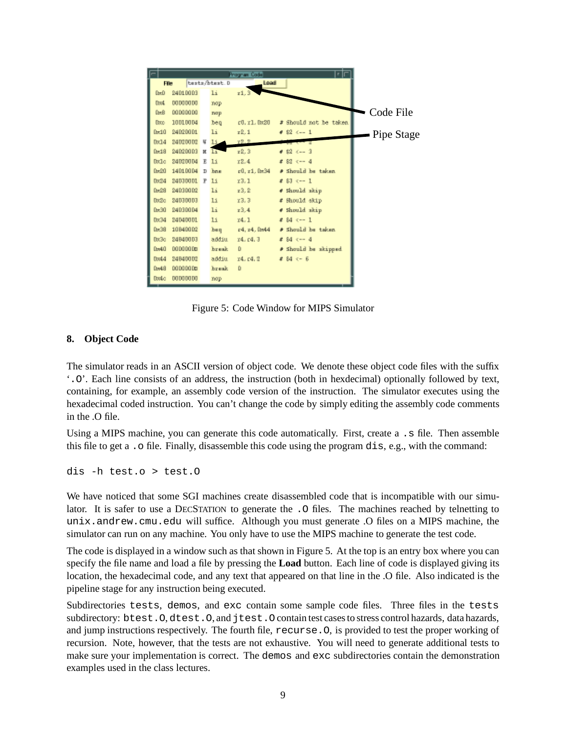Figure 5: Code Window for MIPS Simulator

## 8. Object Code

The simulator reads in an ASCII version of object code. We denote these object code files with the suffix '.O'. Each line consists of an address, the instruction (both in hexdecimal) optionally followed by text, containing, for example, an assembly code version of the instruction. The simulator executes using the hexadecimal coded instruction. You can't change the code by simply editing the assembly code comments in the .O file.

Using a MIPS machine, you can generate this code automatically. First, create a `.s` file. Then assemble this file to get a `.o` file. Finally, disassemble this code using the program `dis`, e.g., with the command:

```
dis -h test.o > test.O
```

We have noticed that some SGI machines create disassembled code that is incompatible with our simulator. It is safer to use a DECStation to generate the `.O` files. The machines reached by telnetting to `unix.andrew.cmu.edu` will suffice. Although you must generate .O files on a MIPS machine, the simulator can run on any machine. You only have to use the MIPS machine to generate the test code.

The code is displayed in a window such as that shown in Figure 5. At the top is an entry box where you can specify the file name and load a file by pressing the **Load** button. Each line of code is displayed giving its location, the hexadecimal code, and any text that appeared on that line in the .O file. Also indicated is the pipeline stage for any instruction being executed.

Subdirectories `tests`, `demos`, and `exc` contain some sample code files. Three files in the `tests` subdirectory: `btest.O`, `dtest.O`, and `jtest.O` contain test cases to stress control hazards, data hazards, and jump instructions respectively. The fourth file, `recurse.O`, is provided to test the proper working of recursion. Note, however, that the tests are not exhaustive. You will need to generate additional tests to make sure your implementation is correct. The `demos` and `exc` subdirectories contain the demonstration examples used in the class lectures.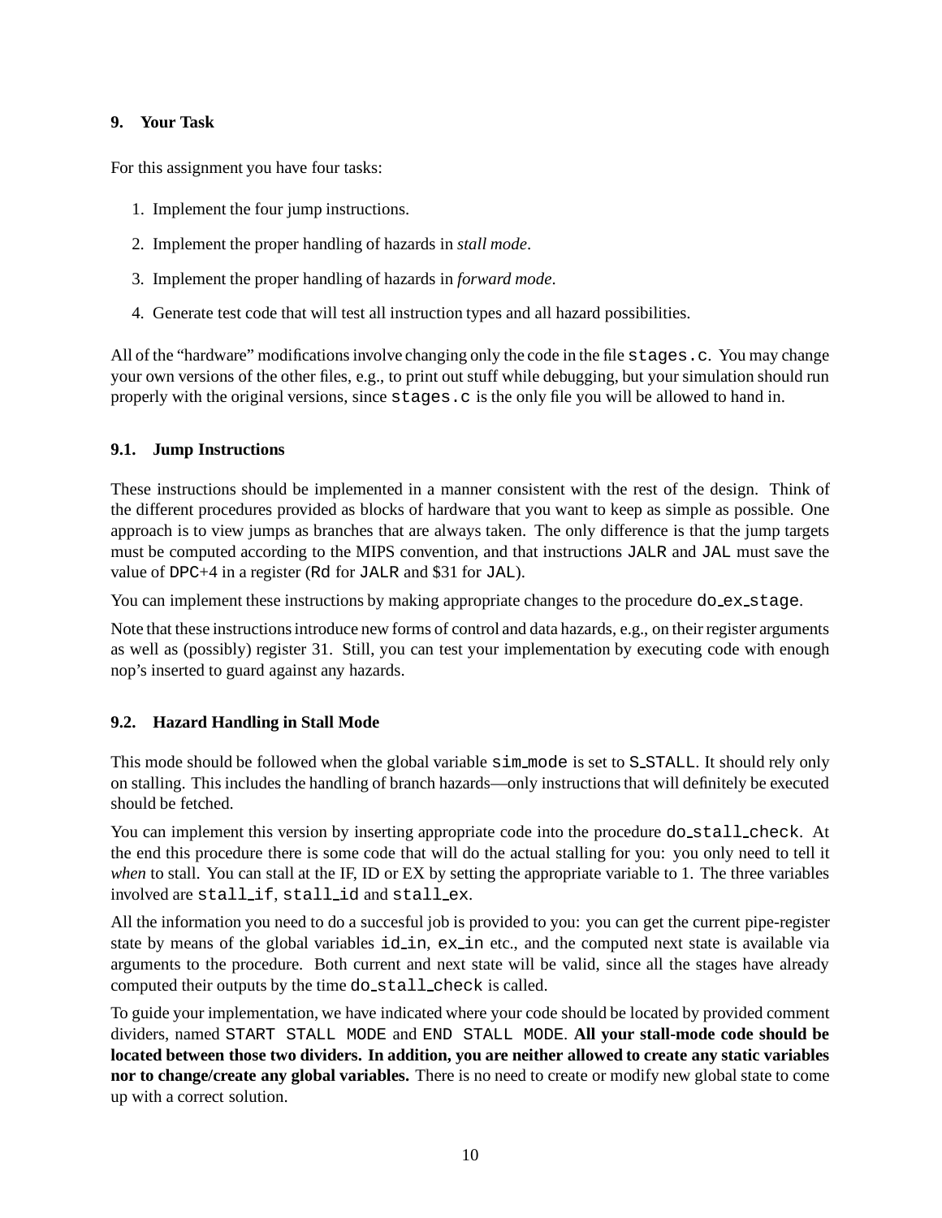## 9. Your Task

For this assignment you have four tasks:

1. Implement the four jump instructions.
2. Implement the proper handling of hazards in *stall mode*.
3. Implement the proper handling of hazards in *forward mode*.
4. Generate test code that will test all instruction types and all hazard possibilities.

All of the "hardware" modifications involve changing only the code in the file `stages.c`. You may change your own versions of the other files, e.g., to print out stuff while debugging, but your simulation should run properly with the original versions, since `stages.c` is the only file you will be allowed to hand in.

### 9.1. Jump Instructions

These instructions should be implemented in a manner consistent with the rest of the design. Think of the different procedures provided as blocks of hardware that you want to keep as simple as possible. One approach is to view jumps as branches that are always taken. The only difference is that the jump targets must be computed according to the MIPS convention, and that instructions `JALR` and `JAL` must save the value of `DPC`+4 in a register (`Rd` for `JALR` and $31 for `JAL`).

You can implement these instructions by making appropriate changes to the procedure `do_ex_stage`.

Note that these instructions introduce new forms of control and data hazards, e.g., on their register arguments as well as (possibly) register 31. Still, you can test your implementation by executing code with enough nop's inserted to guard against any hazards.

### 9.2. Hazard Handling in Stall Mode

This mode should be followed when the global variable `sim_mode` is set to `S_STALL`. It should rely only on stalling. This includes the handling of branch hazards—only instructions that will definitely be executed should be fetched.

You can implement this version by inserting appropriate code into the procedure `do_stall_check`. At the end this procedure there is some code that will do the actual stalling for you: you only need to tell it *when* to stall. You can stall at the IF, ID or EX by setting the appropriate variable to 1. The three variables involved are `stall_if`, `stall_id` and `stall_ex`.

All the information you need to do a succesful job is provided to you: you can get the current pipe-register state by means of the global variables `id_in`, `ex_in` etc., and the computed next state is available via arguments to the procedure. Both current and next state will be valid, since all the stages have already computed their outputs by the time `do_stall_check` is called.

To guide your implementation, we have indicated where your code should be located by provided comment dividers, named `START STALL MODE` and `END STALL MODE`. **All your stall-mode code should be located between those two dividers. In addition, you are neither allowed to create any static variables nor to change/create any global variables.** There is no need to create or modify new global state to come up with a correct solution.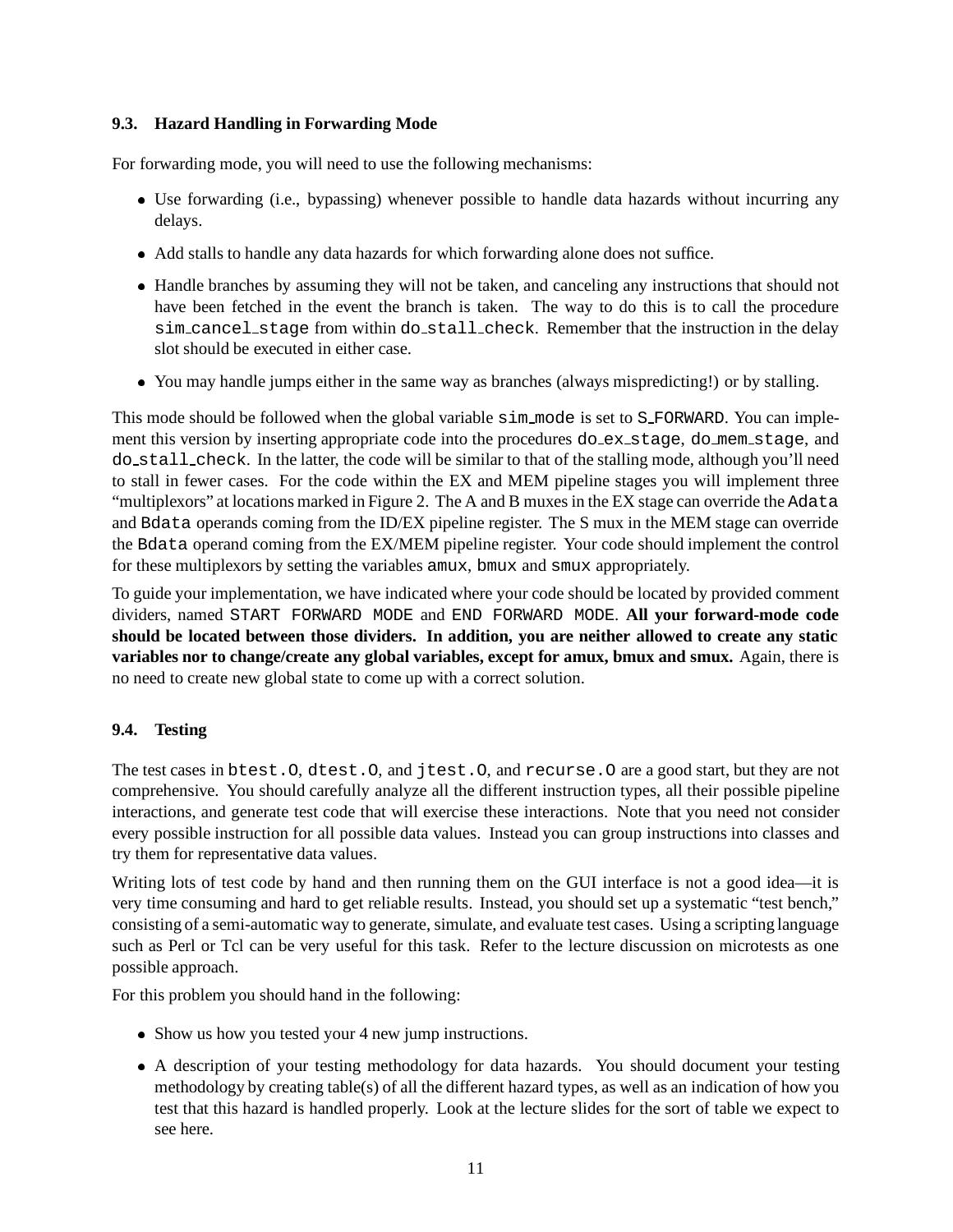### 9.3. Hazard Handling in Forwarding Mode

For forwarding mode, you will need to use the following mechanisms:

- Use forwarding (i.e., bypassing) whenever possible to handle data hazards without incurring any delays.
- Add stalls to handle any data hazards for which forwarding alone does not suffice.
- Handle branches by assuming they will not be taken, and canceling any instructions that should not have been fetched in the event the branch is taken. The way to do this is to call the procedure `sim_cancel_stage` from within `do_stall_check`. Remember that the instruction in the delay slot should be executed in either case.
- You may handle jumps either in the same way as branches (always mispredicting!) or by stalling.

This mode should be followed when the global variable `sim_mode` is set to `S_FORWARD`. You can implement this version by inserting appropriate code into the procedures `do_ex_stage`, `do_mem_stage`, and `do_stall_check`. In the latter, the code will be similar to that of the stalling mode, although you'll need to stall in fewer cases. For the code within the EX and MEM pipeline stages you will implement three "multiplexors" at locations marked in Figure 2. The A and B muxes in the EX stage can override the `Adata` and `Bdata` operands coming from the ID/EX pipeline register. The S mux in the MEM stage can override the `Bdata` operand coming from the EX/MEM pipeline register. Your code should implement the control for these multiplexors by setting the variables `amux`, `bmux` and `smux` appropriately.

To guide your implementation, we have indicated where your code should be located by provided comment dividers, named `START FORWARD MODE` and `END FORWARD MODE`. **All your forward-mode code should be located between those dividers. In addition, you are neither allowed to create any static variables nor to change/create any global variables, except for amux, bmux and smux.** Again, there is no need to create new global state to come up with a correct solution.

### 9.4. Testing

The test cases in `btest.O`, `dtest.O`, and `jtest.O`, and `recurse.O` are a good start, but they are not comprehensive. You should carefully analyze all the different instruction types, all their possible pipeline interactions, and generate test code that will exercise these interactions. Note that you need not consider every possible instruction for all possible data values. Instead you can group instructions into classes and try them for representative data values.

Writing lots of test code by hand and then running them on the GUI interface is not a good idea—it is very time consuming and hard to get reliable results. Instead, you should set up a systematic "test bench," consisting of a semi-automatic way to generate, simulate, and evaluate test cases. Using a scripting language such as Perl or Tcl can be very useful for this task. Refer to the lecture discussion on microtests as one possible approach.

For this problem you should hand in the following:

- Show us how you tested your 4 new jump instructions.
- A description of your testing methodology for data hazards. You should document your testing methodology by creating table(s) of all the different hazard types, as well as an indication of how you test that this hazard is handled properly. Look at the lecture slides for the sort of table we expect to see here.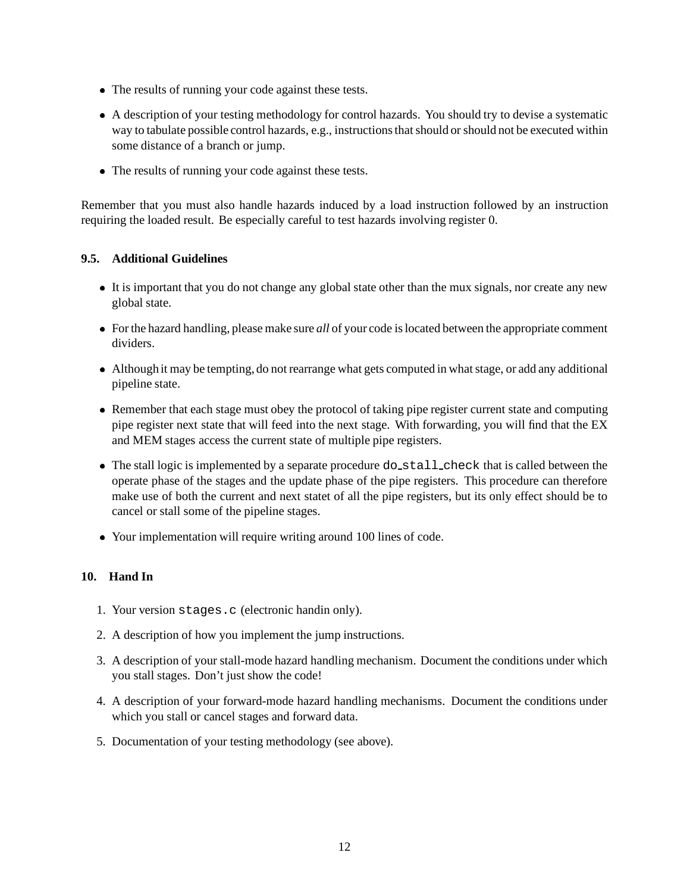- The results of running your code against these tests.
- A description of your testing methodology for control hazards. You should try to devise a systematic way to tabulate possible control hazards, e.g., instructions that should or should not be executed within some distance of a branch or jump.
- The results of running your code against these tests.

Remember that you must also handle hazards induced by a load instruction followed by an instruction requiring the loaded result. Be especially careful to test hazards involving register 0.

### 9.5. Additional Guidelines

- It is important that you do not change any global state other than the mux signals, nor create any new global state.
- For the hazard handling, please make sure *all* of your code is located between the appropriate comment dividers.
- Although it may be tempting, do not rearrange what gets computed in what stage, or add any additional pipeline state.
- Remember that each stage must obey the protocol of taking pipe register current state and computing pipe register next state that will feed into the next stage. With forwarding, you will find that the EX and MEM stages access the current state of multiple pipe registers.
- The stall logic is implemented by a separate procedure `do_stall_check` that is called between the operate phase of the stages and the update phase of the pipe registers. This procedure can therefore make use of both the current and next statet of all the pipe registers, but its only effect should be to cancel or stall some of the pipeline stages.
- Your implementation will require writing around 100 lines of code.

## 10. Hand In

1. Your version `stages.c` (electronic handin only).
2. A description of how you implement the jump instructions.
3. A description of your stall-mode hazard handling mechanism. Document the conditions under which you stall stages. Don't just show the code!
4. A description of your forward-mode hazard handling mechanisms. Document the conditions under which you stall or cancel stages and forward data.
5. Documentation of your testing methodology (see above).